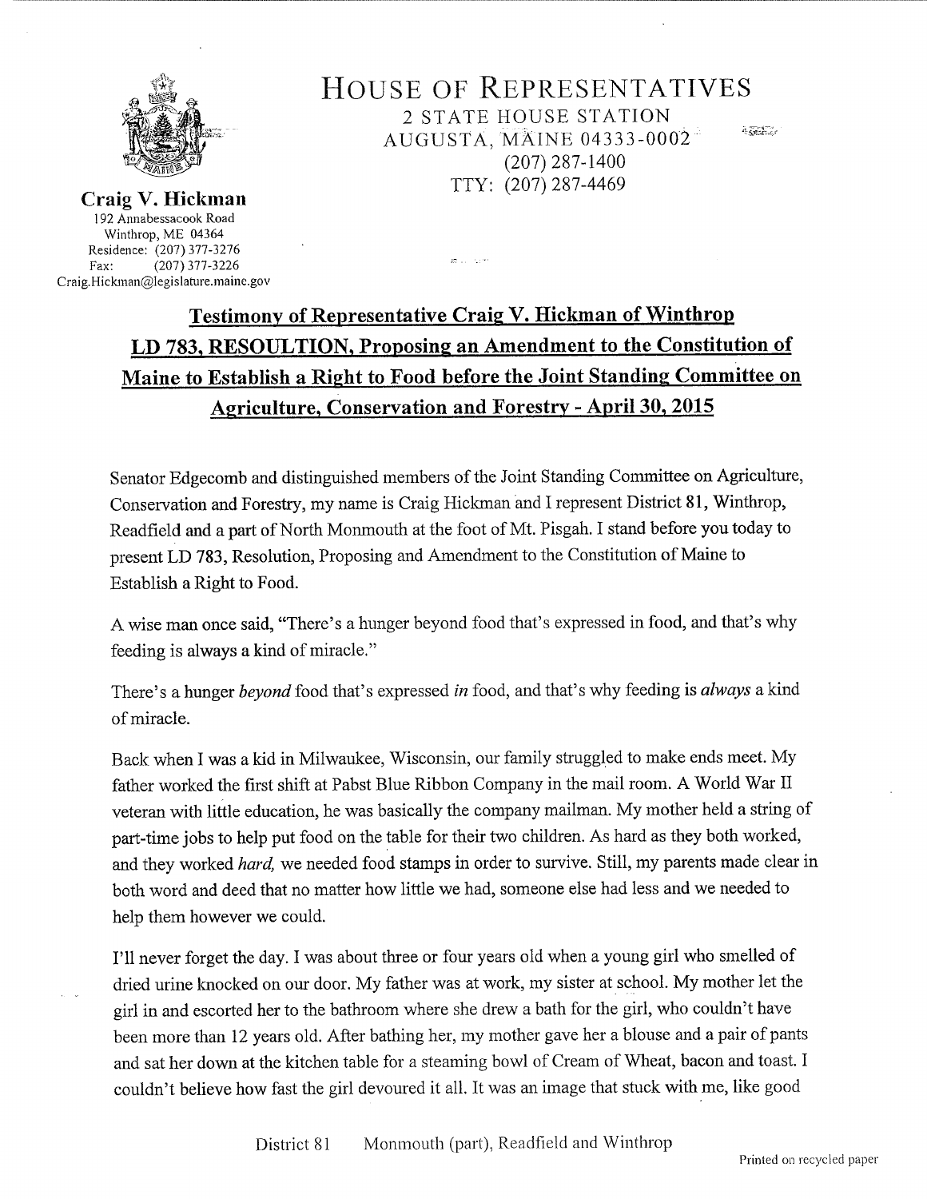# HOUSE OF REPRESENTATIVES

2 STATE HOUSE STATION
AUGUSTA, MAINE 04333-0002
(207) 287-1400
TTY: (207) 287-4469

**Craig V. Hickman**
192 Annabessacook Road
Winthrop, ME 04364
Residence: (207) 377-3276
Fax: (207) 377-3226
Craig.Hickman@legislature.maine.gov

## Testimony of Representative Craig V. Hickman of Winthrop LD 783, RESOULTION, Proposing an Amendment to the Constitution of Maine to Establish a Right to Food before the Joint Standing Committee on Agriculture, Conservation and Forestry - April 30, 2015

Senator Edgecomb and distinguished members of the Joint Standing Committee on Agriculture, Conservation and Forestry, my name is Craig Hickman and I represent District 81, Winthrop, Readfield and a part of North Monmouth at the foot of Mt. Pisgah. I stand before you today to present LD 783, Resolution, Proposing and Amendment to the Constitution of Maine to Establish a Right to Food.

A wise man once said, "There's a hunger beyond food that's expressed in food, and that's why feeding is always a kind of miracle."

There's a hunger *beyond* food that's expressed *in* food, and that's why feeding is *always* a kind of miracle.

Back when I was a kid in Milwaukee, Wisconsin, our family struggled to make ends meet. My father worked the first shift at Pabst Blue Ribbon Company in the mail room. A World War II veteran with little education, he was basically the company mailman. My mother held a string of part-time jobs to help put food on the table for their two children. As hard as they both worked, and they worked *hard,* we needed food stamps in order to survive. Still, my parents made clear in both word and deed that no matter how little we had, someone else had less and we needed to help them however we could.

I'll never forget the day. I was about three or four years old when a young girl who smelled of dried urine knocked on our door. My father was at work, my sister at school. My mother let the girl in and escorted her to the bathroom where she drew a bath for the girl, who couldn't have been more than 12 years old. After bathing her, my mother gave her a blouse and a pair of pants and sat her down at the kitchen table for a steaming bowl of Cream of Wheat, bacon and toast. I couldn't believe how fast the girl devoured it all. It was an image that stuck with me, like good

District 81 Monmouth (part), Readfield and Winthrop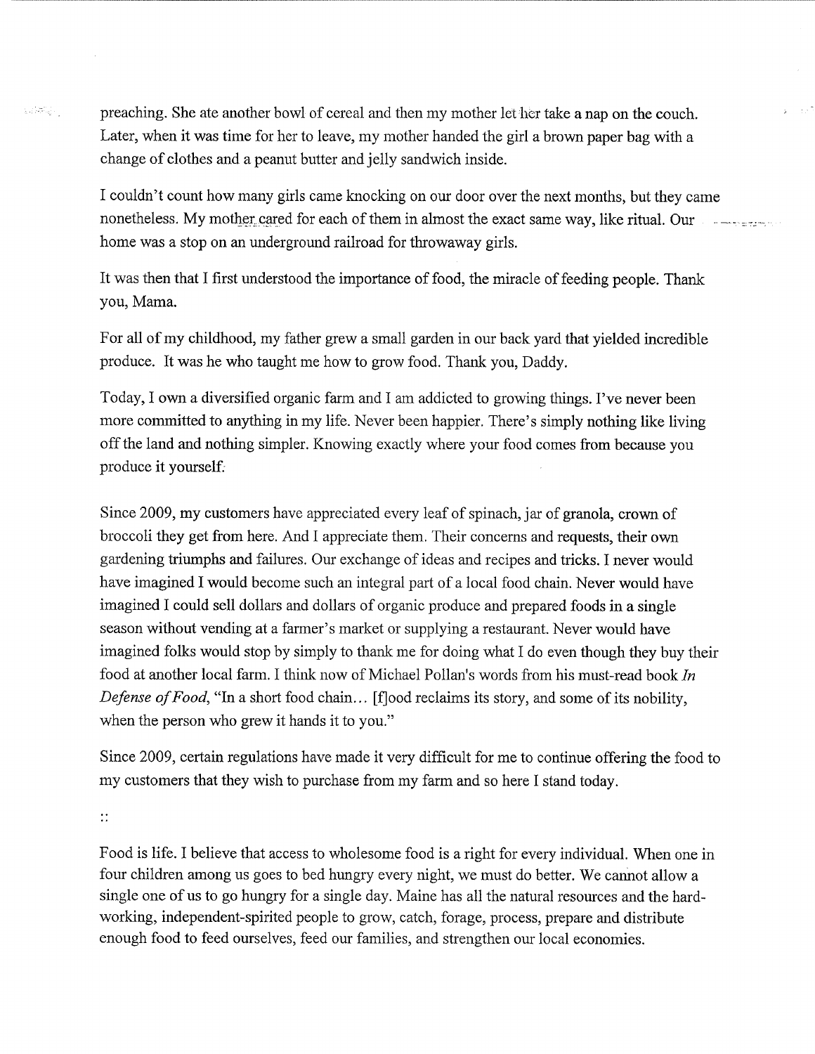preaching. She ate another bowl of cereal and then my mother let her take a nap on the couch. Later, when it was time for her to leave, my mother handed the girl a brown paper bag with a change of clothes and a peanut butter and jelly sandwich inside.

I couldn't count how many girls came knocking on our door over the next months, but they came nonetheless. My mother cared for each of them in almost the exact same way, like ritual. Our home was a stop on an underground railroad for throwaway girls.

It was then that I first understood the importance of food, the miracle of feeding people. Thank you, Mama.

For all of my childhood, my father grew a small garden in our back yard that yielded incredible produce. It was he who taught me how to grow food. Thank you, Daddy.

Today, I own a diversified organic farm and I am addicted to growing things. I've never been more committed to anything in my life. Never been happier. There's simply nothing like living off the land and nothing simpler. Knowing exactly where your food comes from because you produce it yourself.

Since 2009, my customers have appreciated every leaf of spinach, jar of granola, crown of broccoli they get from here. And I appreciate them. Their concerns and requests, their own gardening triumphs and failures. Our exchange of ideas and recipes and tricks. I never would have imagined I would become such an integral part of a local food chain. Never would have imagined I could sell dollars and dollars of organic produce and prepared foods in a single season without vending at a farmer's market or supplying a restaurant. Never would have imagined folks would stop by simply to thank me for doing what I do even though they buy their food at another local farm. I think now of Michael Pollan's words from his must-read book *In Defense of Food*, "In a short food chain… [f]ood reclaims its story, and some of its nobility, when the person who grew it hands it to you."

Since 2009, certain regulations have made it very difficult for me to continue offering the food to my customers that they wish to purchase from my farm and so here I stand today.

::

Food is life. I believe that access to wholesome food is a right for every individual. When one in four children among us goes to bed hungry every night, we must do better. We cannot allow a single one of us to go hungry for a single day. Maine has all the natural resources and the hard-working, independent-spirited people to grow, catch, forage, process, prepare and distribute enough food to feed ourselves, feed our families, and strengthen our local economies.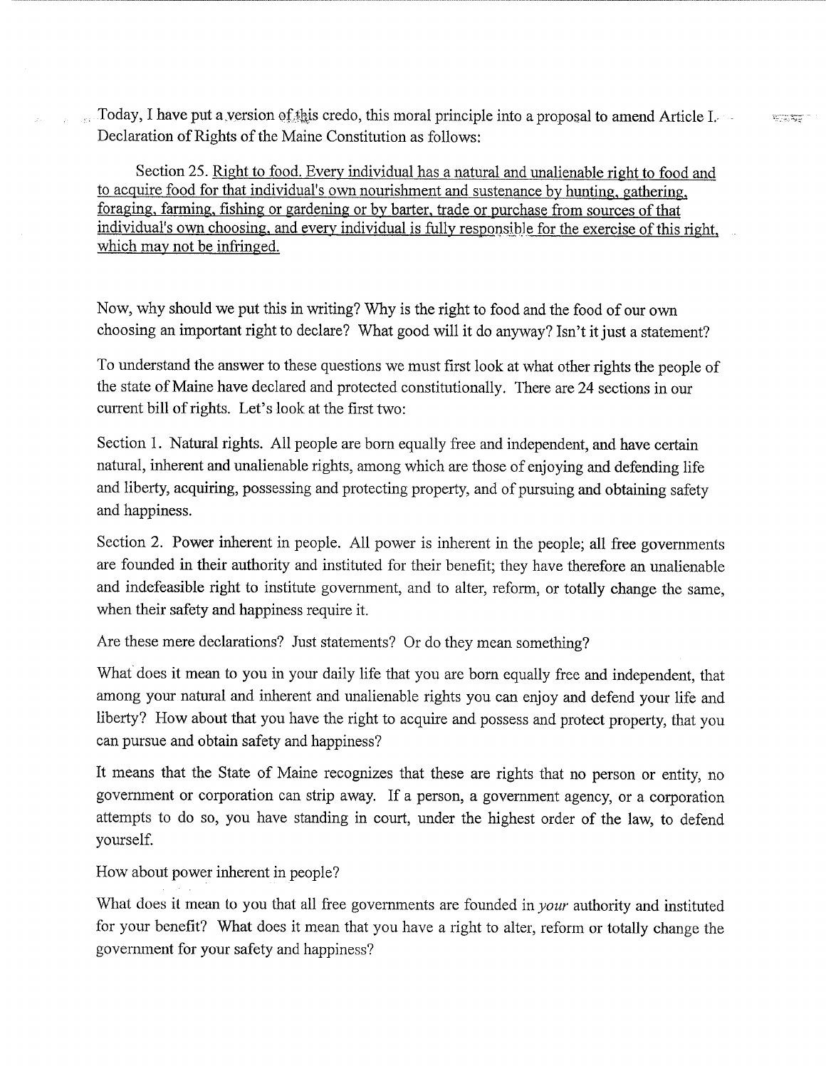Today, I have put a version of this credo, this moral principle into a proposal to amend Article I. Declaration of Rights of the Maine Constitution as follows:

Section 25. <u>Right to food. Every individual has a natural and unalienable right to food and to acquire food for that individual's own nourishment and sustenance by hunting, gathering, foraging, farming, fishing or gardening or by barter, trade or purchase from sources of that individual's own choosing, and every individual is fully responsible for the exercise of this right, which may not be infringed.</u>

Now, why should we put this in writing? Why is the right to food and the food of our own choosing an important right to declare? What good will it do anyway? Isn't it just a statement?

To understand the answer to these questions we must first look at what other rights the people of the state of Maine have declared and protected constitutionally. There are 24 sections in our current bill of rights. Let's look at the first two:

Section 1. Natural rights. All people are born equally free and independent, and have certain natural, inherent and unalienable rights, among which are those of enjoying and defending life and liberty, acquiring, possessing and protecting property, and of pursuing and obtaining safety and happiness.

Section 2. Power inherent in people. All power is inherent in the people; all free governments are founded in their authority and instituted for their benefit; they have therefore an unalienable and indefeasible right to institute government, and to alter, reform, or totally change the same, when their safety and happiness require it.

Are these mere declarations? Just statements? Or do they mean something?

What does it mean to you in your daily life that you are born equally free and independent, that among your natural and inherent and unalienable rights you can enjoy and defend your life and liberty? How about that you have the right to acquire and possess and protect property, that you can pursue and obtain safety and happiness?

It means that the State of Maine recognizes that these are rights that no person or entity, no government or corporation can strip away. If a person, a government agency, or a corporation attempts to do so, you have standing in court, under the highest order of the law, to defend yourself.

How about power inherent in people?

What does it mean to you that all free governments are founded in *your* authority and instituted for your benefit? What does it mean that you have a right to alter, reform or totally change the government for your safety and happiness?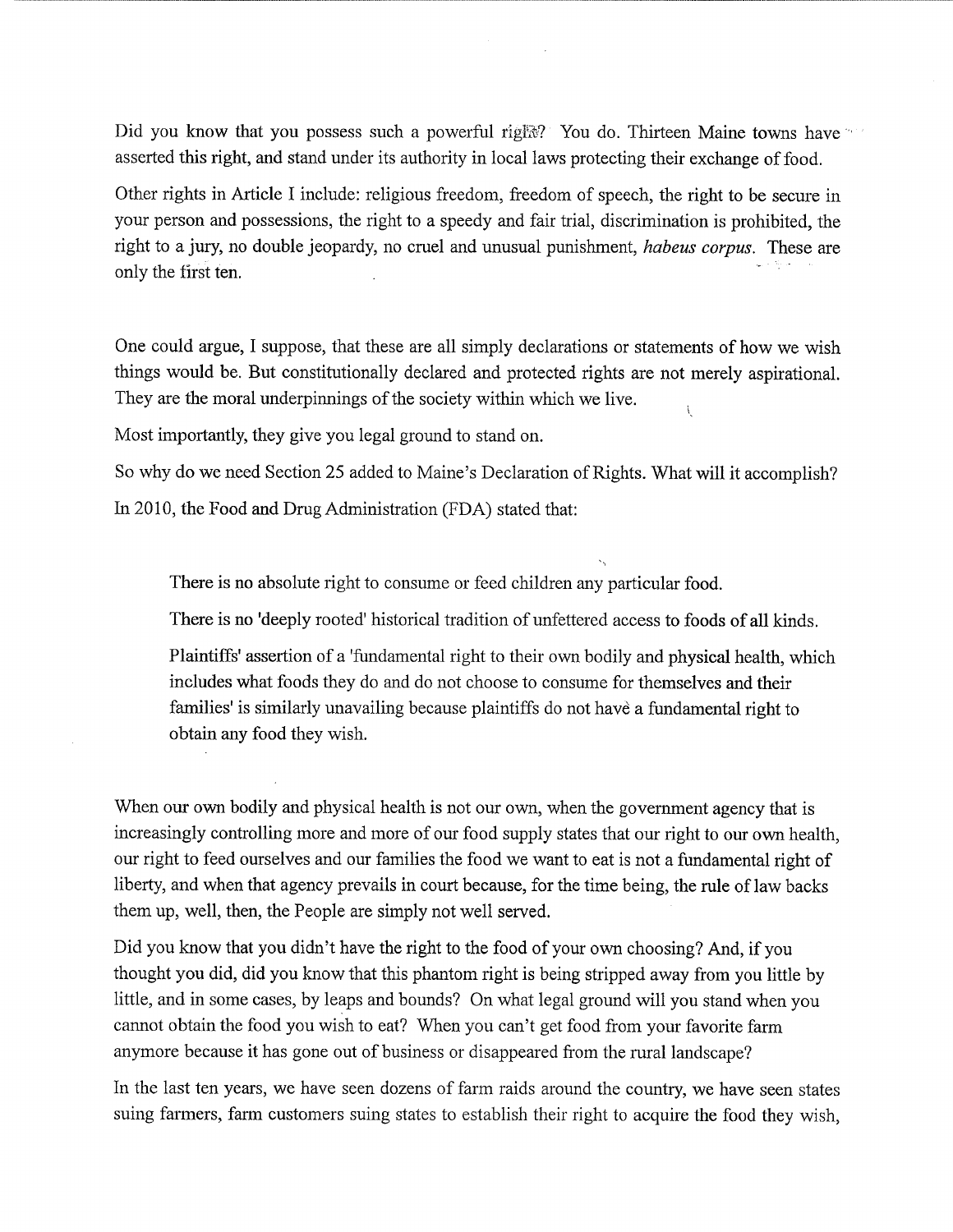Did you know that you possess such a powerful right? You do. Thirteen Maine towns have asserted this right, and stand under its authority in local laws protecting their exchange of food.

Other rights in Article I include: religious freedom, freedom of speech, the right to be secure in your person and possessions, the right to a speedy and fair trial, discrimination is prohibited, the right to a jury, no double jeopardy, no cruel and unusual punishment, *habeus corpus*. These are only the first ten.

One could argue, I suppose, that these are all simply declarations or statements of how we wish things would be. But constitutionally declared and protected rights are not merely aspirational. They are the moral underpinnings of the society within which we live.

Most importantly, they give you legal ground to stand on.

So why do we need Section 25 added to Maine's Declaration of Rights. What will it accomplish?

In 2010, the Food and Drug Administration (FDA) stated that:

> There is no absolute right to consume or feed children any particular food.
>
> There is no 'deeply rooted' historical tradition of unfettered access to foods of all kinds.
>
> Plaintiffs' assertion of a 'fundamental right to their own bodily and physical health, which includes what foods they do and do not choose to consume for themselves and their families' is similarly unavailing because plaintiffs do not have a fundamental right to obtain any food they wish.

When our own bodily and physical health is not our own, when the government agency that is increasingly controlling more and more of our food supply states that our right to our own health, our right to feed ourselves and our families the food we want to eat is not a fundamental right of liberty, and when that agency prevails in court because, for the time being, the rule of law backs them up, well, then, the People are simply not well served.

Did you know that you didn't have the right to the food of your own choosing? And, if you thought you did, did you know that this phantom right is being stripped away from you little by little, and in some cases, by leaps and bounds? On what legal ground will you stand when you cannot obtain the food you wish to eat? When you can't get food from your favorite farm anymore because it has gone out of business or disappeared from the rural landscape?

In the last ten years, we have seen dozens of farm raids around the country, we have seen states suing farmers, farm customers suing states to establish their right to acquire the food they wish,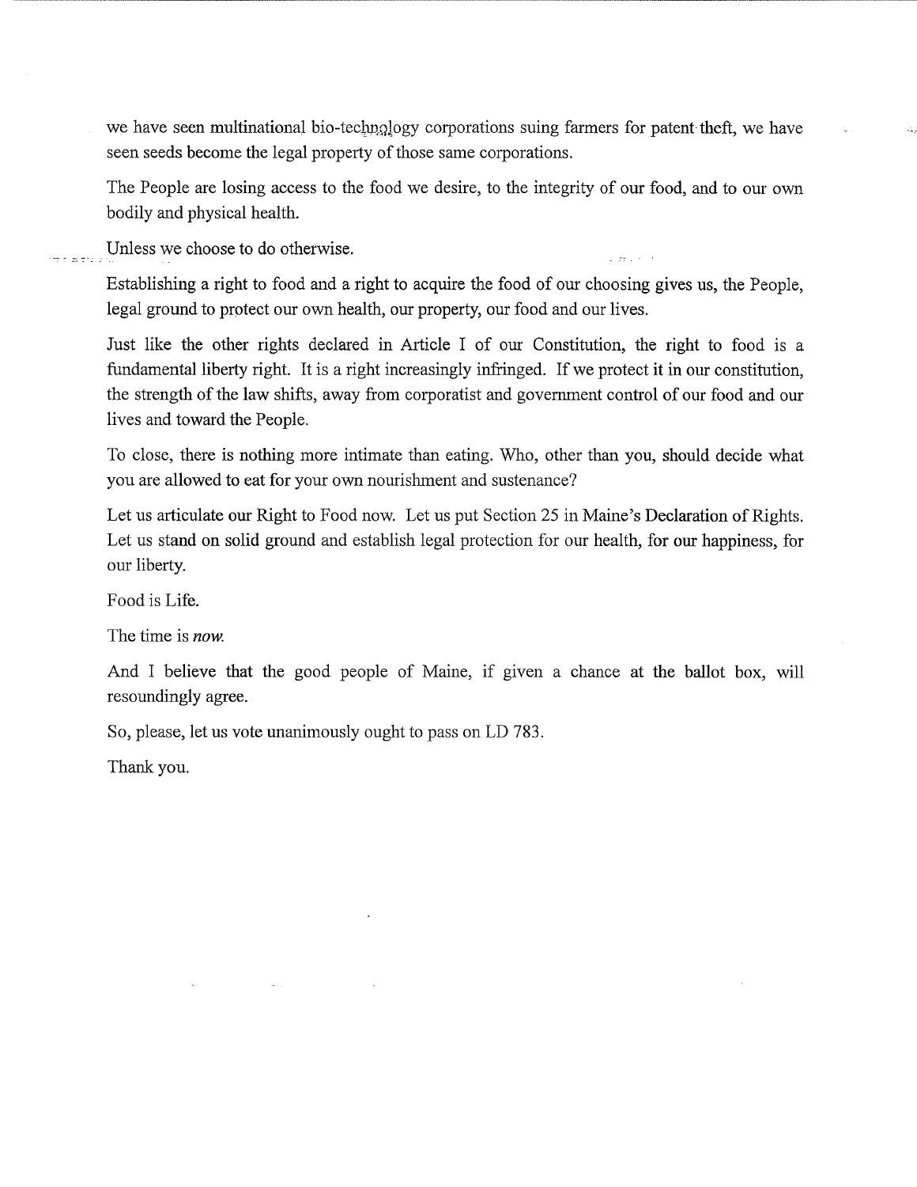we have seen multinational bio-technology corporations suing farmers for patent theft, we have seen seeds become the legal property of those same corporations.

The People are losing access to the food we desire, to the integrity of our food, and to our own bodily and physical health.

Unless we choose to do otherwise.

Establishing a right to food and a right to acquire the food of our choosing gives us, the People, legal ground to protect our own health, our property, our food and our lives.

Just like the other rights declared in Article I of our Constitution, the right to food is a fundamental liberty right. It is a right increasingly infringed. If we protect it in our constitution, the strength of the law shifts, away from corporatist and government control of our food and our lives and toward the People.

To close, there is nothing more intimate than eating. Who, other than you, should decide what you are allowed to eat for your own nourishment and sustenance?

Let us articulate our Right to Food now. Let us put Section 25 in Maine's Declaration of Rights. Let us stand on solid ground and establish legal protection for our health, for our happiness, for our liberty.

Food is Life.

The time is *now*.

And I believe that the good people of Maine, if given a chance at the ballot box, will resoundingly agree.

So, please, let us vote unanimously ought to pass on LD 783.

Thank you.